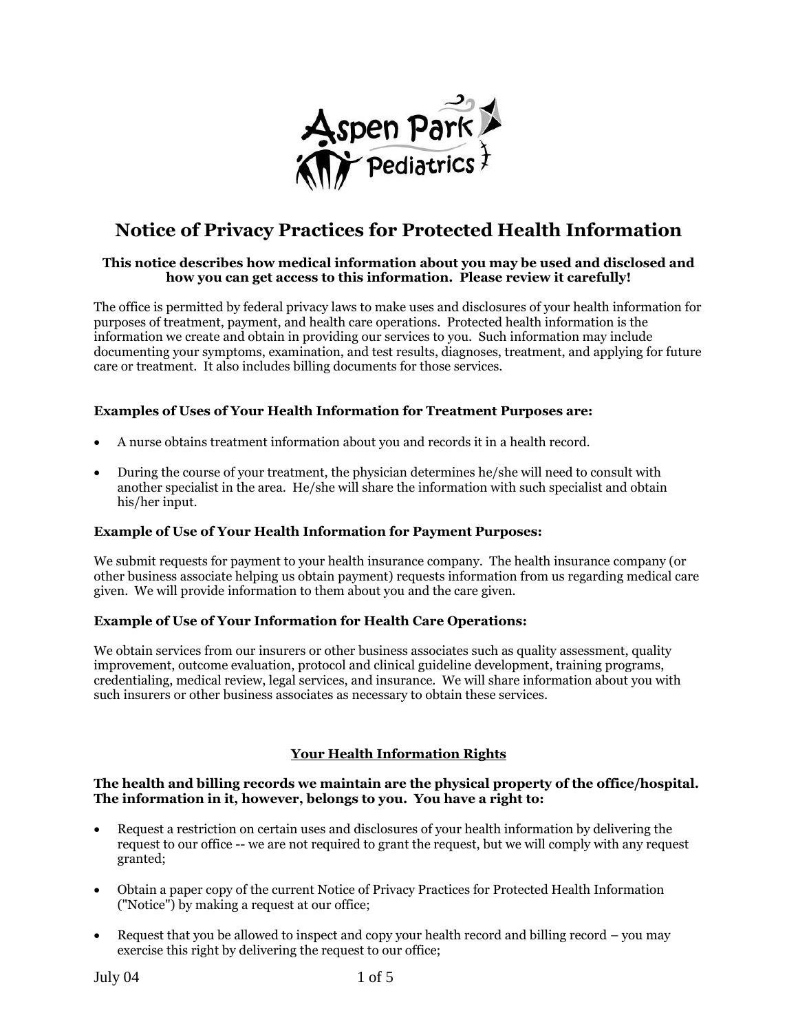Aspen Park Pediatrics

# Notice of Privacy Practices for Protected Health Information

**This notice describes how medical information about you may be used and disclosed and how you can get access to this information. Please review it carefully!**

The office is permitted by federal privacy laws to make uses and disclosures of your health information for purposes of treatment, payment, and health care operations. Protected health information is the information we create and obtain in providing our services to you. Such information may include documenting your symptoms, examination, and test results, diagnoses, treatment, and applying for future care or treatment. It also includes billing documents for those services.

**Examples of Uses of Your Health Information for Treatment Purposes are:**

- A nurse obtains treatment information about you and records it in a health record.
- During the course of your treatment, the physician determines he/she will need to consult with another specialist in the area. He/she will share the information with such specialist and obtain his/her input.

**Example of Use of Your Health Information for Payment Purposes:**

We submit requests for payment to your health insurance company. The health insurance company (or other business associate helping us obtain payment) requests information from us regarding medical care given. We will provide information to them about you and the care given.

**Example of Use of Your Information for Health Care Operations:**

We obtain services from our insurers or other business associates such as quality assessment, quality improvement, outcome evaluation, protocol and clinical guideline development, training programs, credentialing, medical review, legal services, and insurance. We will share information about you with such insurers or other business associates as necessary to obtain these services.

## Your Health Information Rights

**The health and billing records we maintain are the physical property of the office/hospital. The information in it, however, belongs to you. You have a right to:**

- Request a restriction on certain uses and disclosures of your health information by delivering the request to our office -- we are not required to grant the request, but we will comply with any request granted;
- Obtain a paper copy of the current Notice of Privacy Practices for Protected Health Information ("Notice") by making a request at our office;
- Request that you be allowed to inspect and copy your health record and billing record – you may exercise this right by delivering the request to our office;

July 04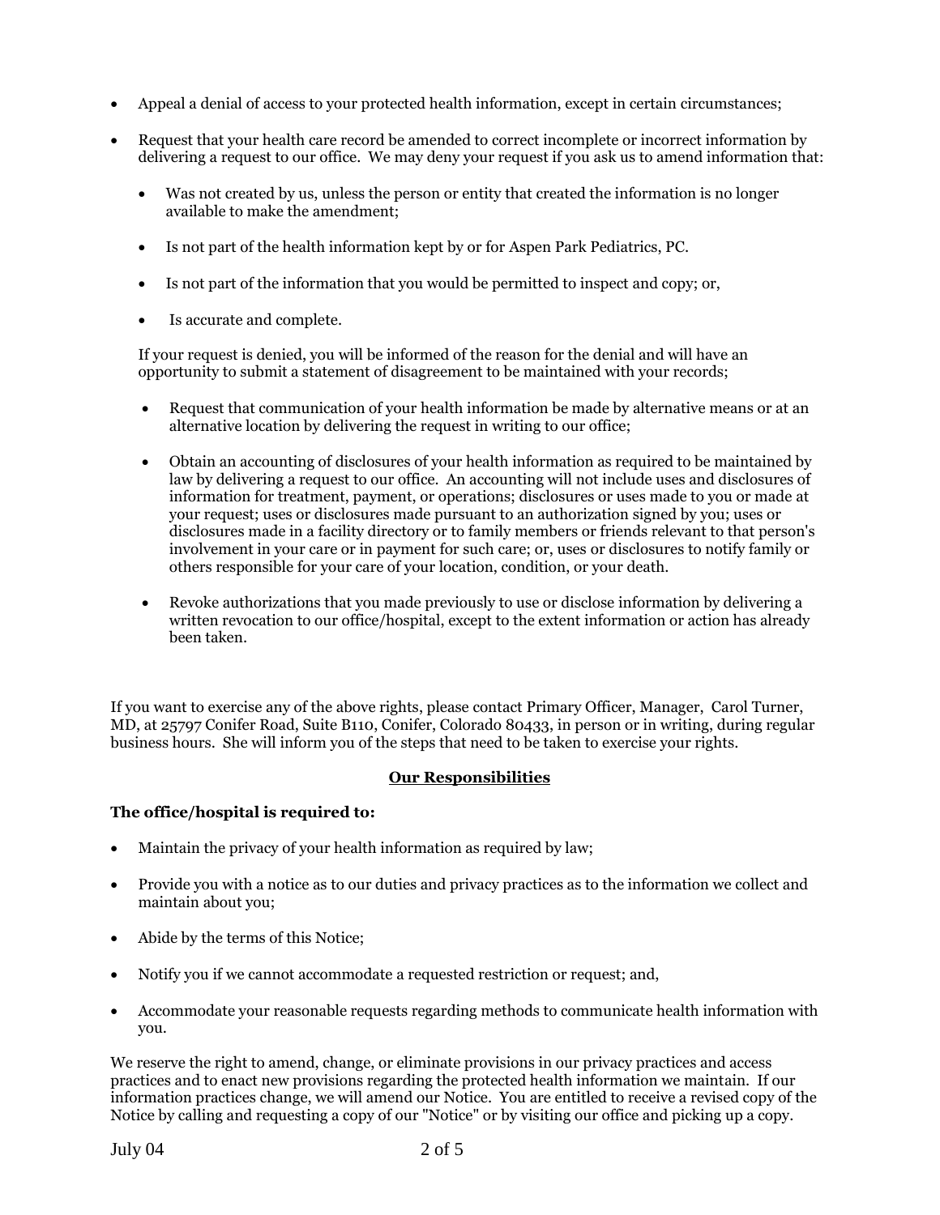- Appeal a denial of access to your protected health information, except in certain circumstances;

- Request that your health care record be amended to correct incomplete or incorrect information by delivering a request to our office. We may deny your request if you ask us to amend information that:

  - Was not created by us, unless the person or entity that created the information is no longer available to make the amendment;

  - Is not part of the health information kept by or for Aspen Park Pediatrics, PC.

  - Is not part of the information that you would be permitted to inspect and copy; or,

  - Is accurate and complete.

  If your request is denied, you will be informed of the reason for the denial and will have an opportunity to submit a statement of disagreement to be maintained with your records;

- Request that communication of your health information be made by alternative means or at an alternative location by delivering the request in writing to our office;

- Obtain an accounting of disclosures of your health information as required to be maintained by law by delivering a request to our office. An accounting will not include uses and disclosures of information for treatment, payment, or operations; disclosures or uses made to you or made at your request; uses or disclosures made pursuant to an authorization signed by you; uses or disclosures made in a facility directory or to family members or friends relevant to that person's involvement in your care or in payment for such care; or, uses or disclosures to notify family or others responsible for your care of your location, condition, or your death.

- Revoke authorizations that you made previously to use or disclose information by delivering a written revocation to our office/hospital, except to the extent information or action has already been taken.

If you want to exercise any of the above rights, please contact Primary Officer, Manager, Carol Turner, MD, at 25797 Conifer Road, Suite B110, Conifer, Colorado 80433, in person or in writing, during regular business hours. She will inform you of the steps that need to be taken to exercise your rights.

## Our Responsibilities

**The office/hospital is required to:**

- Maintain the privacy of your health information as required by law;

- Provide you with a notice as to our duties and privacy practices as to the information we collect and maintain about you;

- Abide by the terms of this Notice;

- Notify you if we cannot accommodate a requested restriction or request; and,

- Accommodate your reasonable requests regarding methods to communicate health information with you.

We reserve the right to amend, change, or eliminate provisions in our privacy practices and access practices and to enact new provisions regarding the protected health information we maintain. If our information practices change, we will amend our Notice. You are entitled to receive a revised copy of the Notice by calling and requesting a copy of our "Notice" or by visiting our office and picking up a copy.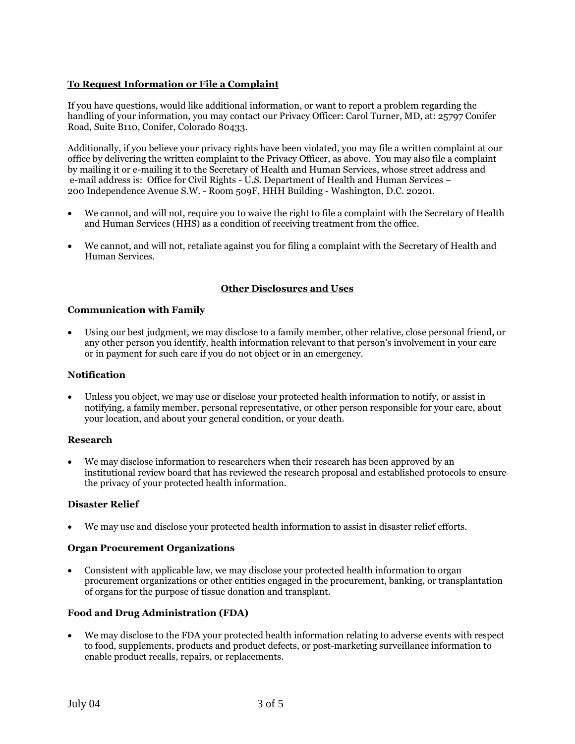**To Request Information or File a Complaint**

If you have questions, would like additional information, or want to report a problem regarding the handling of your information, you may contact our Privacy Officer: Carol Turner, MD, at: 25797 Conifer Road, Suite B110, Conifer, Colorado 80433.

Additionally, if you believe your privacy rights have been violated, you may file a written complaint at our office by delivering the written complaint to the Privacy Officer, as above. You may also file a complaint by mailing it or e-mailing it to the Secretary of Health and Human Services, whose street address and e-mail address is: Office for Civil Rights - U.S. Department of Health and Human Services – 200 Independence Avenue S.W. - Room 509F, HHH Building - Washington, D.C. 20201.

- We cannot, and will not, require you to waive the right to file a complaint with the Secretary of Health and Human Services (HHS) as a condition of receiving treatment from the office.
- We cannot, and will not, retaliate against you for filing a complaint with the Secretary of Health and Human Services.

## Other Disclosures and Uses

**Communication with Family**

- Using our best judgment, we may disclose to a family member, other relative, close personal friend, or any other person you identify, health information relevant to that person's involvement in your care or in payment for such care if you do not object or in an emergency.

**Notification**

- Unless you object, we may use or disclose your protected health information to notify, or assist in notifying, a family member, personal representative, or other person responsible for your care, about your location, and about your general condition, or your death.

**Research**

- We may disclose information to researchers when their research has been approved by an institutional review board that has reviewed the research proposal and established protocols to ensure the privacy of your protected health information.

**Disaster Relief**

- We may use and disclose your protected health information to assist in disaster relief efforts.

**Organ Procurement Organizations**

- Consistent with applicable law, we may disclose your protected health information to organ procurement organizations or other entities engaged in the procurement, banking, or transplantation of organs for the purpose of tissue donation and transplant.

**Food and Drug Administration (FDA)**

- We may disclose to the FDA your protected health information relating to adverse events with respect to food, supplements, products and product defects, or post-marketing surveillance information to enable product recalls, repairs, or replacements.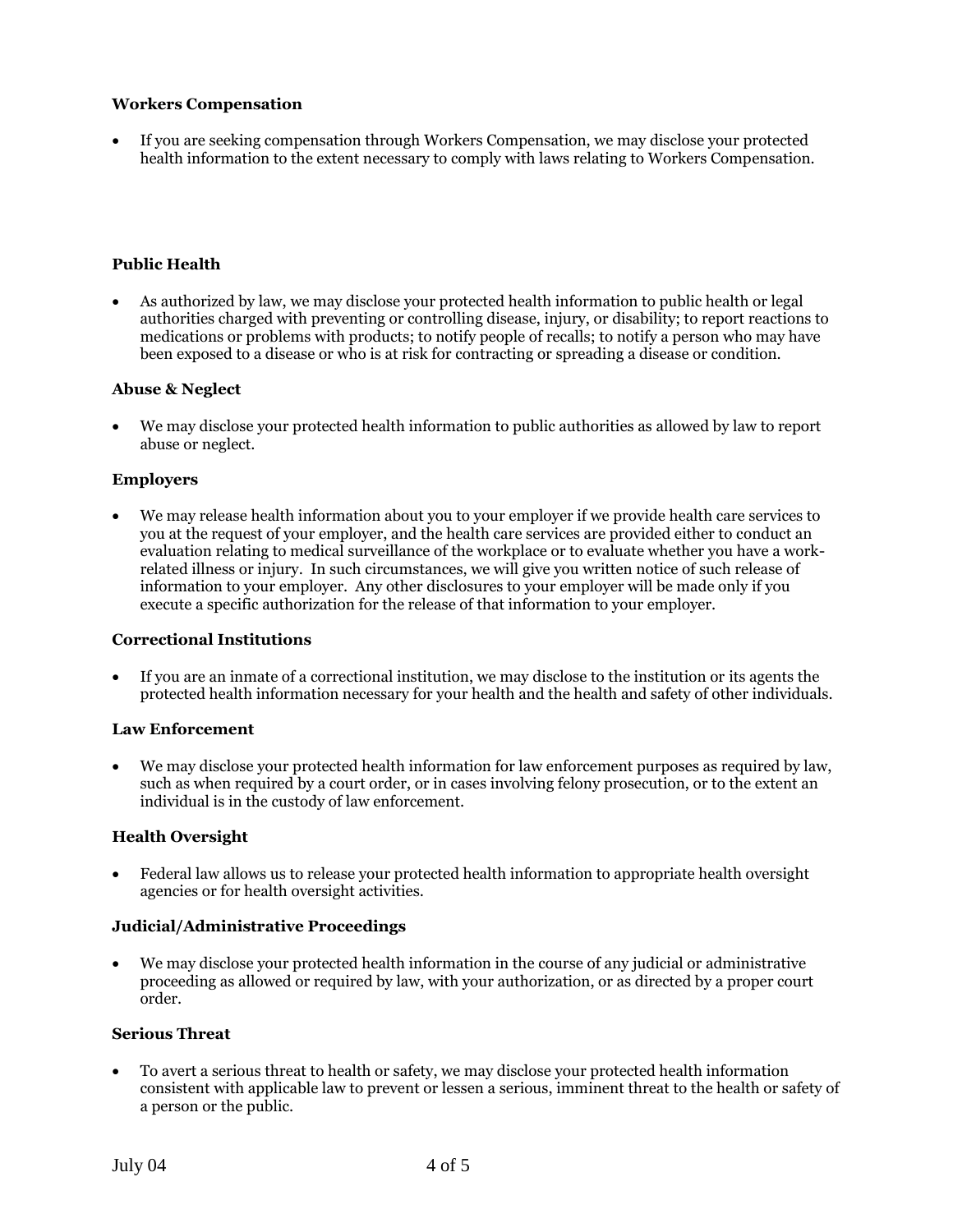**Workers Compensation**

- If you are seeking compensation through Workers Compensation, we may disclose your protected health information to the extent necessary to comply with laws relating to Workers Compensation.

**Public Health**

- As authorized by law, we may disclose your protected health information to public health or legal authorities charged with preventing or controlling disease, injury, or disability; to report reactions to medications or problems with products; to notify people of recalls; to notify a person who may have been exposed to a disease or who is at risk for contracting or spreading a disease or condition.

**Abuse & Neglect**

- We may disclose your protected health information to public authorities as allowed by law to report abuse or neglect.

**Employers**

- We may release health information about you to your employer if we provide health care services to you at the request of your employer, and the health care services are provided either to conduct an evaluation relating to medical surveillance of the workplace or to evaluate whether you have a work-related illness or injury. In such circumstances, we will give you written notice of such release of information to your employer. Any other disclosures to your employer will be made only if you execute a specific authorization for the release of that information to your employer.

**Correctional Institutions**

- If you are an inmate of a correctional institution, we may disclose to the institution or its agents the protected health information necessary for your health and the health and safety of other individuals.

**Law Enforcement**

- We may disclose your protected health information for law enforcement purposes as required by law, such as when required by a court order, or in cases involving felony prosecution, or to the extent an individual is in the custody of law enforcement.

**Health Oversight**

- Federal law allows us to release your protected health information to appropriate health oversight agencies or for health oversight activities.

**Judicial/Administrative Proceedings**

- We may disclose your protected health information in the course of any judicial or administrative proceeding as allowed or required by law, with your authorization, or as directed by a proper court order.

**Serious Threat**

- To avert a serious threat to health or safety, we may disclose your protected health information consistent with applicable law to prevent or lessen a serious, imminent threat to the health or safety of a person or the public.

July 04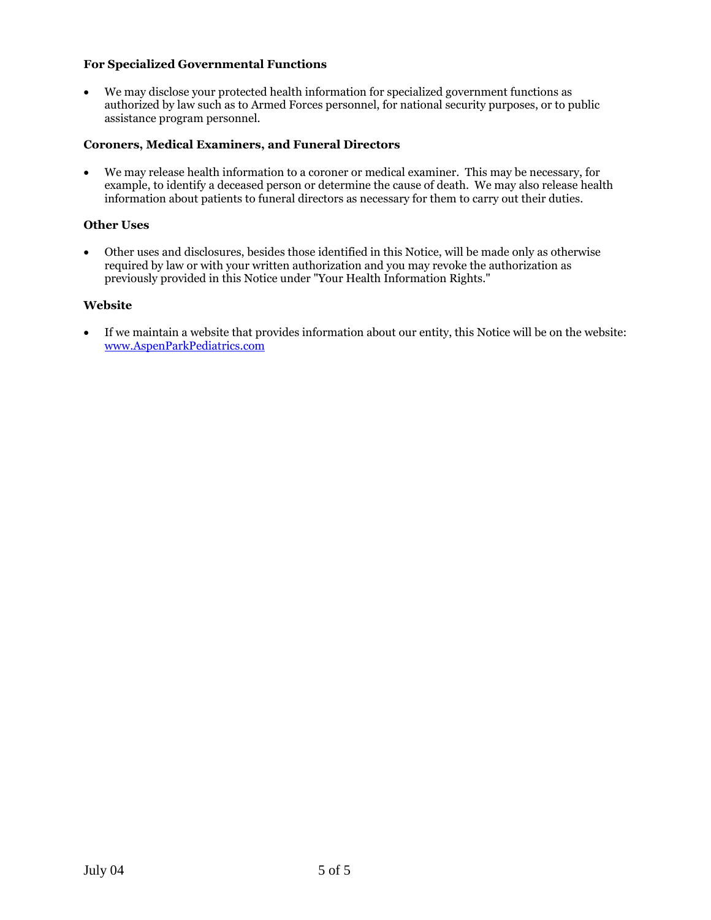**For Specialized Governmental Functions**

- We may disclose your protected health information for specialized government functions as authorized by law such as to Armed Forces personnel, for national security purposes, or to public assistance program personnel.

**Coroners, Medical Examiners, and Funeral Directors**

- We may release health information to a coroner or medical examiner. This may be necessary, for example, to identify a deceased person or determine the cause of death. We may also release health information about patients to funeral directors as necessary for them to carry out their duties.

**Other Uses**

- Other uses and disclosures, besides those identified in this Notice, will be made only as otherwise required by law or with your written authorization and you may revoke the authorization as previously provided in this Notice under "Your Health Information Rights."

**Website**

- If we maintain a website that provides information about our entity, this Notice will be on the website: www.AspenParkPediatrics.com